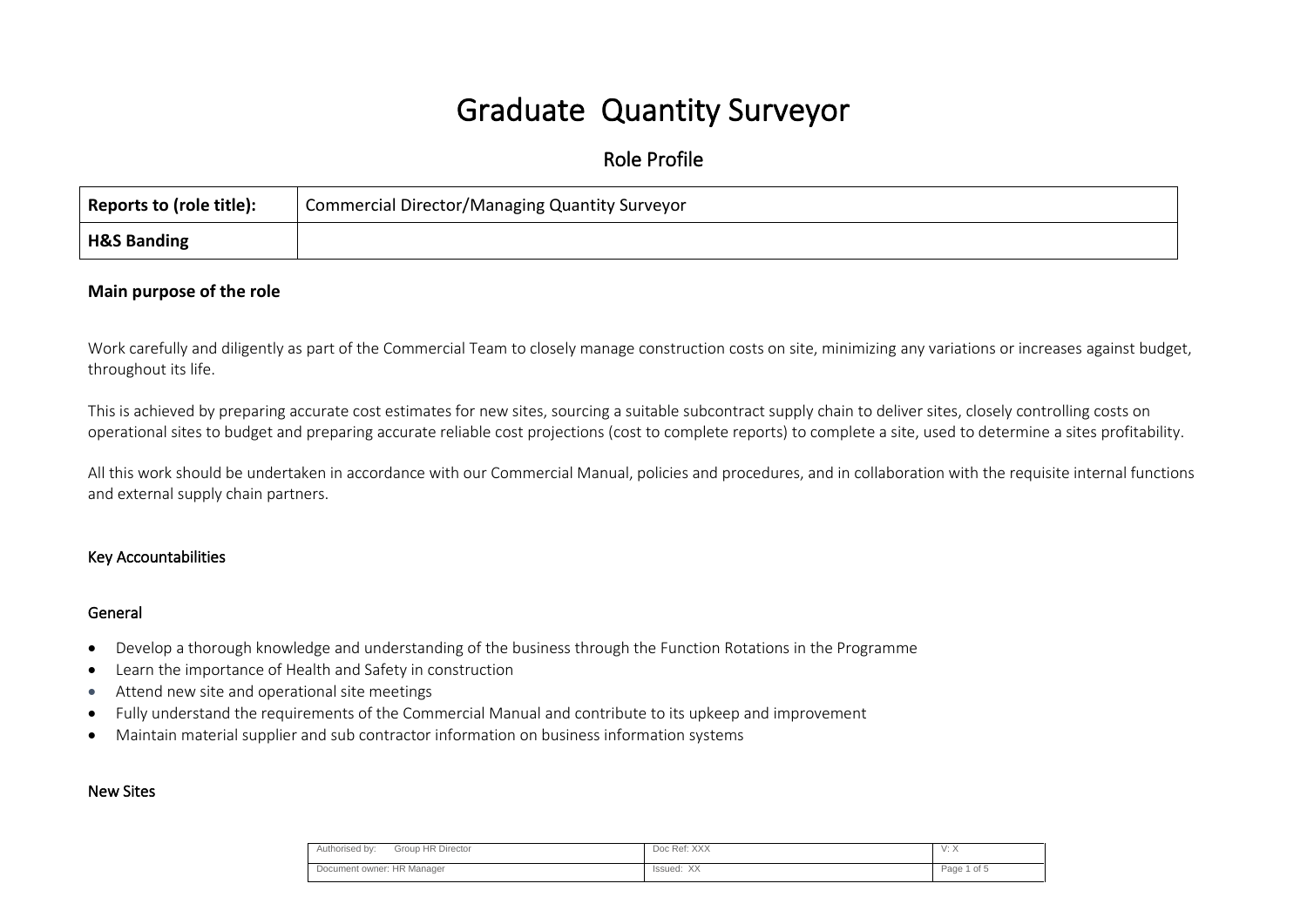# Graduate Quantity Surveyor

## Role Profile

| **Reports to (role title):** | Commercial Director/Managing Quantity Surveyor |
|---|---|
| **H&S Banding** | |

### Main purpose of the role

Work carefully and diligently as part of the Commercial Team to closely manage construction costs on site, minimizing any variations or increases against budget, throughout its life.

This is achieved by preparing accurate cost estimates for new sites, sourcing a suitable subcontract supply chain to deliver sites, closely controlling costs on operational sites to budget and preparing accurate reliable cost projections (cost to complete reports) to complete a site, used to determine a sites profitability.

All this work should be undertaken in accordance with our Commercial Manual, policies and procedures, and in collaboration with the requisite internal functions and external supply chain partners.

### Key Accountabilities

### General

- Develop a thorough knowledge and understanding of the business through the Function Rotations in the Programme
- Learn the importance of Health and Safety in construction
- Attend new site and operational site meetings
- Fully understand the requirements of the Commercial Manual and contribute to its upkeep and improvement
- Maintain material supplier and sub contractor information on business information systems

### New Sites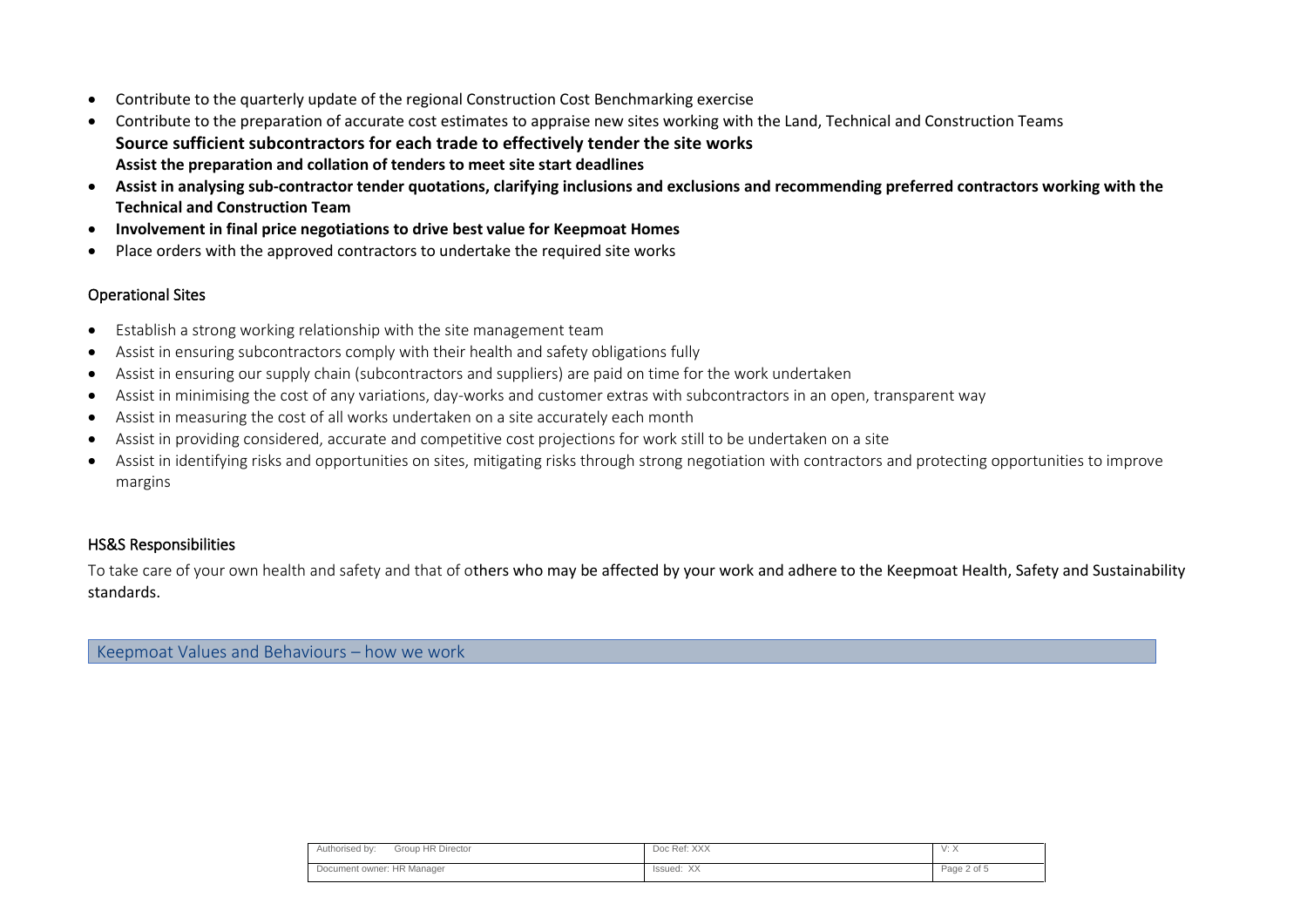- Contribute to the quarterly update of the regional Construction Cost Benchmarking exercise
- Contribute to the preparation of accurate cost estimates to appraise new sites working with the Land, Technical and Construction Teams
  **Source sufficient subcontractors for each trade to effectively tender the site works**
  **Assist the preparation and collation of tenders to meet site start deadlines**
- **Assist in analysing sub-contractor tender quotations, clarifying inclusions and exclusions and recommending preferred contractors working with the Technical and Construction Team**
- **Involvement in final price negotiations to drive best value for Keepmoat Homes**
- Place orders with the approved contractors to undertake the required site works

## Operational Sites

- Establish a strong working relationship with the site management team
- Assist in ensuring subcontractors comply with their health and safety obligations fully
- Assist in ensuring our supply chain (subcontractors and suppliers) are paid on time for the work undertaken
- Assist in minimising the cost of any variations, day-works and customer extras with subcontractors in an open, transparent way
- Assist in measuring the cost of all works undertaken on a site accurately each month
- Assist in providing considered, accurate and competitive cost projections for work still to be undertaken on a site
- Assist in identifying risks and opportunities on sites, mitigating risks through strong negotiation with contractors and protecting opportunities to improve margins

## HS&S Responsibilities

To take care of your own health and safety and that of others who may be affected by your work and adhere to the Keepmoat Health, Safety and Sustainability standards.

## Keepmoat Values and Behaviours – how we work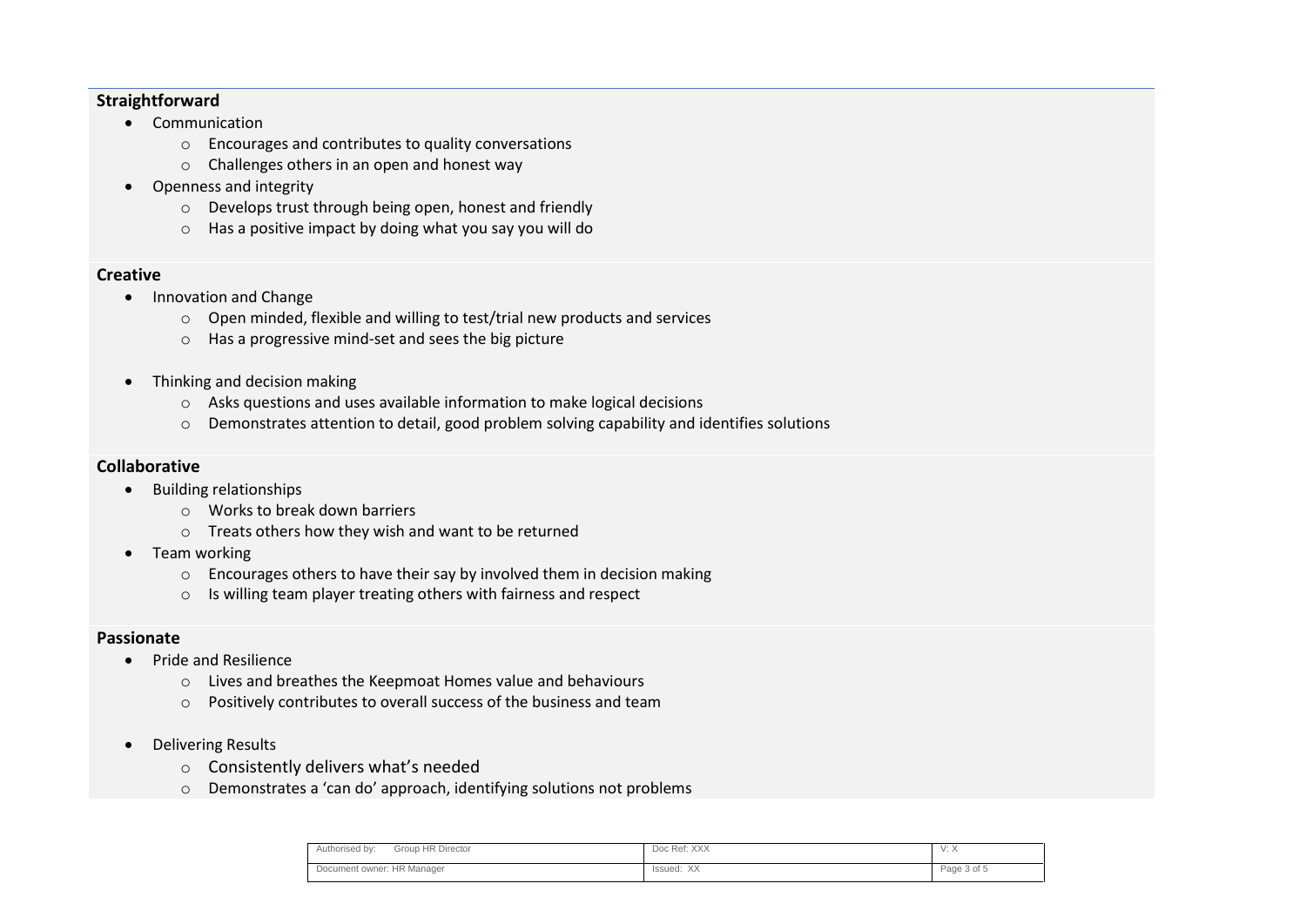**Straightforward**

- Communication
  - Encourages and contributes to quality conversations
  - Challenges others in an open and honest way
- Openness and integrity
  - Develops trust through being open, honest and friendly
  - Has a positive impact by doing what you say you will do

**Creative**

- Innovation and Change
  - Open minded, flexible and willing to test/trial new products and services
  - Has a progressive mind-set and sees the big picture
- Thinking and decision making
  - Asks questions and uses available information to make logical decisions
  - Demonstrates attention to detail, good problem solving capability and identifies solutions

**Collaborative**

- Building relationships
  - Works to break down barriers
  - Treats others how they wish and want to be returned
- Team working
  - Encourages others to have their say by involved them in decision making
  - Is willing team player treating others with fairness and respect

**Passionate**

- Pride and Resilience
  - Lives and breathes the Keepmoat Homes value and behaviours
  - Positively contributes to overall success of the business and team
- Delivering Results
  - Consistently delivers what's needed
  - Demonstrates a 'can do' approach, identifying solutions not problems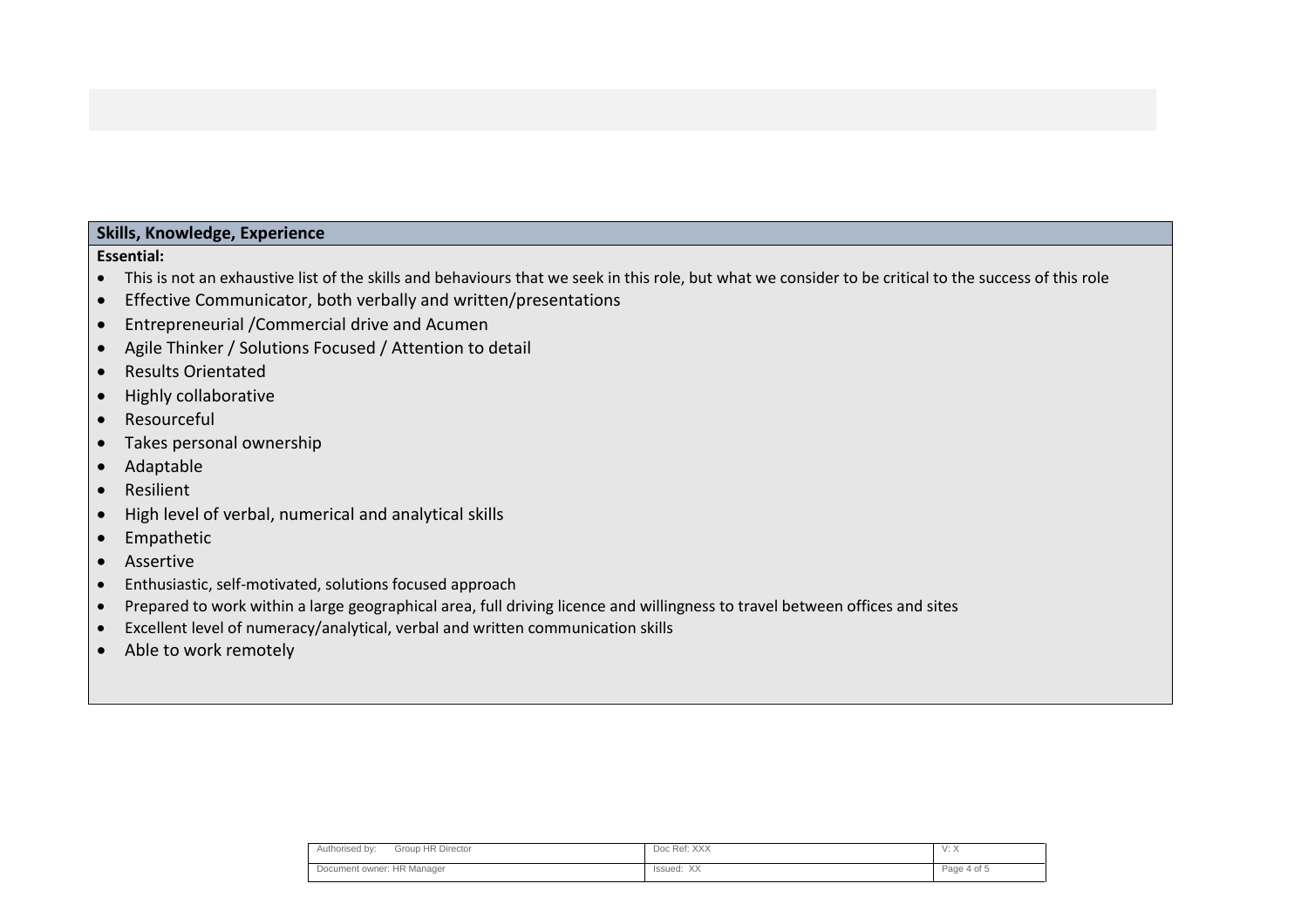## Skills, Knowledge, Experience

**Essential:**

- This is not an exhaustive list of the skills and behaviours that we seek in this role, but what we consider to be critical to the success of this role
- Effective Communicator, both verbally and written/presentations
- Entrepreneurial /Commercial drive and Acumen
- Agile Thinker / Solutions Focused / Attention to detail
- Results Orientated
- Highly collaborative
- Resourceful
- Takes personal ownership
- Adaptable
- Resilient
- High level of verbal, numerical and analytical skills
- Empathetic
- Assertive
- Enthusiastic, self-motivated, solutions focused approach
- Prepared to work within a large geographical area, full driving licence and willingness to travel between offices and sites
- Excellent level of numeracy/analytical, verbal and written communication skills
- Able to work remotely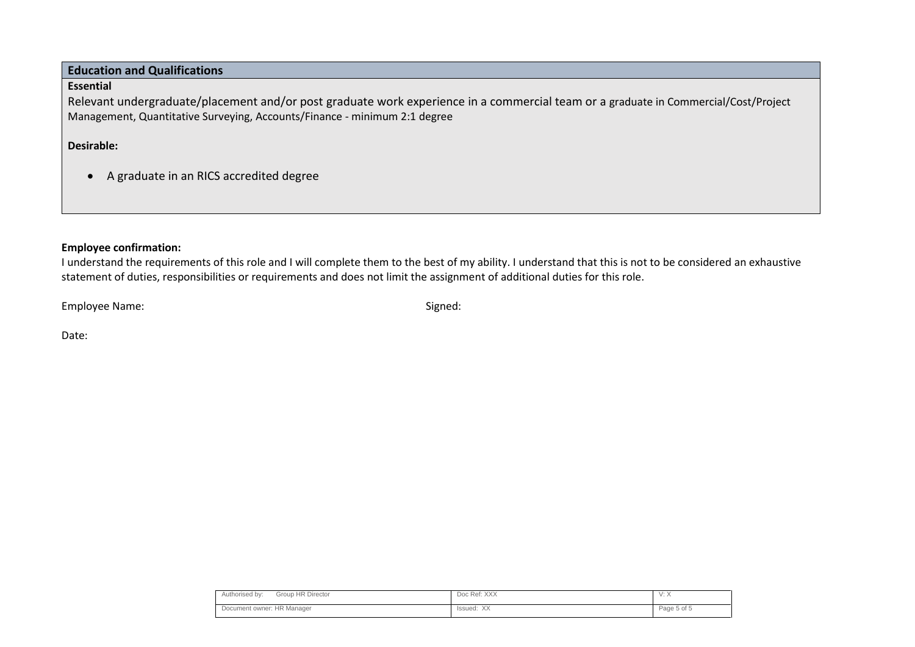## Education and Qualifications

**Essential**

Relevant undergraduate/placement and/or post graduate work experience in a commercial team or a graduate in Commercial/Cost/Project Management, Quantitative Surveying, Accounts/Finance - minimum 2:1 degree

**Desirable:**

- A graduate in an RICS accredited degree

**Employee confirmation:**

I understand the requirements of this role and I will complete them to the best of my ability. I understand that this is not to be considered an exhaustive statement of duties, responsibilities or requirements and does not limit the assignment of additional duties for this role.

Employee Name: Signed:

Date: